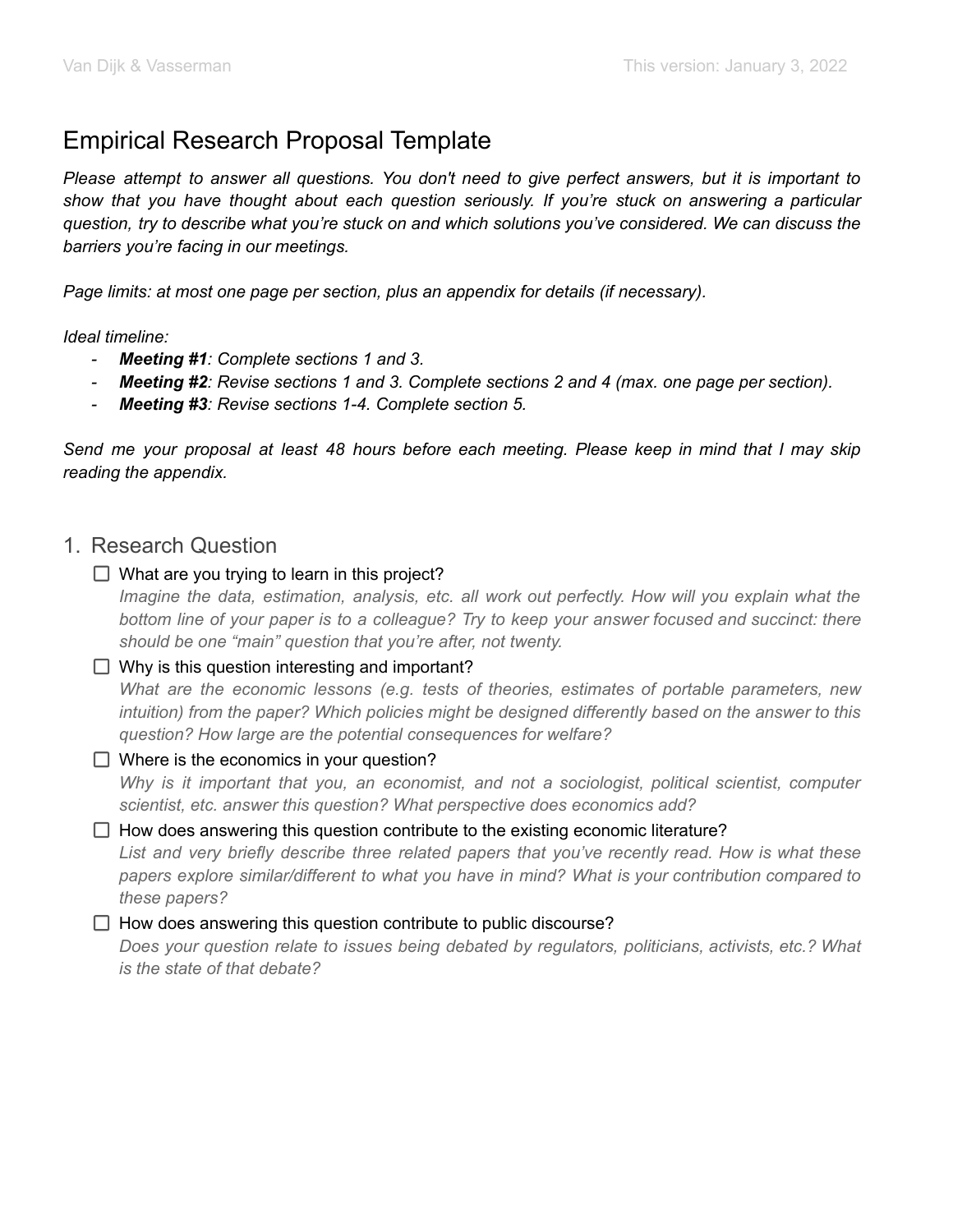# Empirical Research Proposal Template

*Please attempt to answer all questions. You don't need to give perfect answers, but it is important to show that you have thought about each question seriously. If you're stuck on answering a particular question, try to describe what you're stuck on and which solutions you've considered. We can discuss the barriers you're facing in our meetings.*

*Page limits: at most one page per section, plus an appendix for details (if necessary).*

*Ideal timeline:*

- ***Meeting #1**: Complete sections 1 and 3.*
- ***Meeting #2**: Revise sections 1 and 3. Complete sections 2 and 4 (max. one page per section).*
- ***Meeting #3**: Revise sections 1-4. Complete section 5.*

*Send me your proposal at least 48 hours before each meeting. Please keep in mind that I may skip reading the appendix.*

## 1. Research Question

- [ ] What are you trying to learn in this project?
  *Imagine the data, estimation, analysis, etc. all work out perfectly. How will you explain what the bottom line of your paper is to a colleague? Try to keep your answer focused and succinct: there should be one "main" question that you're after, not twenty.*
- [ ] Why is this question interesting and important?
  *What are the economic lessons (e.g. tests of theories, estimates of portable parameters, new intuition) from the paper? Which policies might be designed differently based on the answer to this question? How large are the potential consequences for welfare?*
- [ ] Where is the economics in your question?
  *Why is it important that you, an economist, and not a sociologist, political scientist, computer scientist, etc. answer this question? What perspective does economics add?*
- [ ] How does answering this question contribute to the existing economic literature?
  *List and very briefly describe three related papers that you've recently read. How is what these papers explore similar/different to what you have in mind? What is your contribution compared to these papers?*
- [ ] How does answering this question contribute to public discourse?
  *Does your question relate to issues being debated by regulators, politicians, activists, etc.? What is the state of that debate?*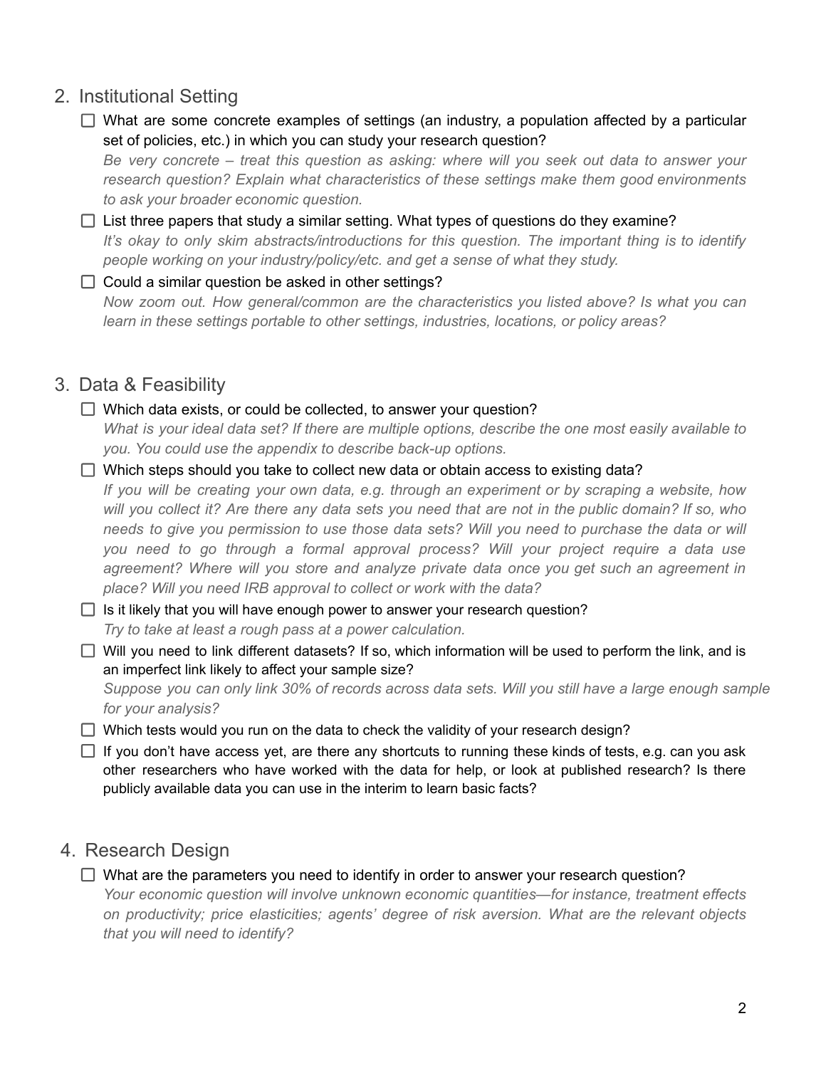## 2. Institutional Setting

- [ ] What are some concrete examples of settings (an industry, a population affected by a particular set of policies, etc.) in which you can study your research question?
  *Be very concrete – treat this question as asking: where will you seek out data to answer your research question? Explain what characteristics of these settings make them good environments to ask your broader economic question.*
- [ ] List three papers that study a similar setting. What types of questions do they examine?
  *It's okay to only skim abstracts/introductions for this question. The important thing is to identify people working on your industry/policy/etc. and get a sense of what they study.*
- [ ] Could a similar question be asked in other settings?
  *Now zoom out. How general/common are the characteristics you listed above? Is what you can learn in these settings portable to other settings, industries, locations, or policy areas?*

## 3. Data & Feasibility

- [ ] Which data exists, or could be collected, to answer your question?
  *What is your ideal data set? If there are multiple options, describe the one most easily available to you. You could use the appendix to describe back-up options.*
- [ ] Which steps should you take to collect new data or obtain access to existing data?
  *If you will be creating your own data, e.g. through an experiment or by scraping a website, how will you collect it? Are there any data sets you need that are not in the public domain? If so, who needs to give you permission to use those data sets? Will you need to purchase the data or will you need to go through a formal approval process? Will your project require a data use agreement? Where will you store and analyze private data once you get such an agreement in place? Will you need IRB approval to collect or work with the data?*
- [ ] Is it likely that you will have enough power to answer your research question?
  *Try to take at least a rough pass at a power calculation.*
- [ ] Will you need to link different datasets? If so, which information will be used to perform the link, and is an imperfect link likely to affect your sample size?
  *Suppose you can only link 30% of records across data sets. Will you still have a large enough sample for your analysis?*
- [ ] Which tests would you run on the data to check the validity of your research design?
- [ ] If you don't have access yet, are there any shortcuts to running these kinds of tests, e.g. can you ask other researchers who have worked with the data for help, or look at published research? Is there publicly available data you can use in the interim to learn basic facts?

## 4. Research Design

- [ ] What are the parameters you need to identify in order to answer your research question?
  *Your economic question will involve unknown economic quantities—for instance, treatment effects on productivity; price elasticities; agents' degree of risk aversion. What are the relevant objects that you will need to identify?*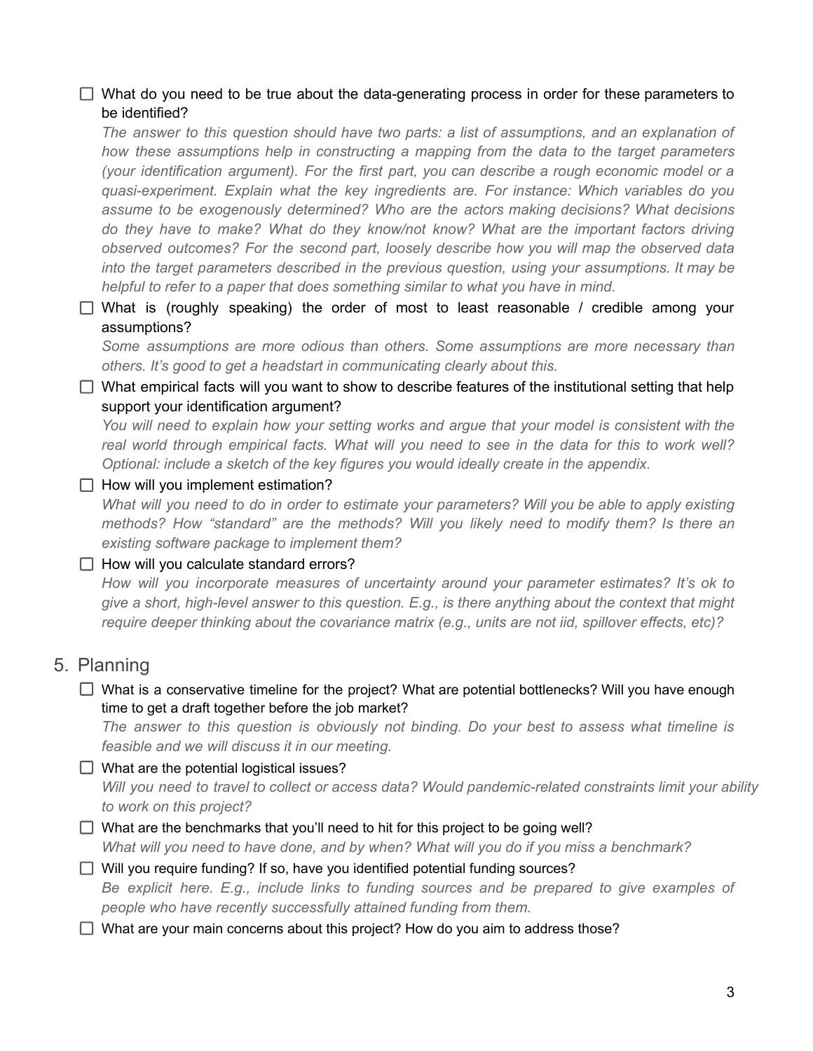- [ ] What do you need to be true about the data-generating process in order for these parameters to be identified?

  *The answer to this question should have two parts: a list of assumptions, and an explanation of how these assumptions help in constructing a mapping from the data to the target parameters (your identification argument). For the first part, you can describe a rough economic model or a quasi-experiment. Explain what the key ingredients are. For instance: Which variables do you assume to be exogenously determined? Who are the actors making decisions? What decisions do they have to make? What do they know/not know? What are the important factors driving observed outcomes? For the second part, loosely describe how you will map the observed data into the target parameters described in the previous question, using your assumptions. It may be helpful to refer to a paper that does something similar to what you have in mind.*

- [ ] What is (roughly speaking) the order of most to least reasonable / credible among your assumptions?

  *Some assumptions are more odious than others. Some assumptions are more necessary than others. It's good to get a headstart in communicating clearly about this.*

- [ ] What empirical facts will you want to show to describe features of the institutional setting that help support your identification argument?

  *You will need to explain how your setting works and argue that your model is consistent with the real world through empirical facts. What will you need to see in the data for this to work well? Optional: include a sketch of the key figures you would ideally create in the appendix.*

- [ ] How will you implement estimation?

  *What will you need to do in order to estimate your parameters? Will you be able to apply existing methods? How "standard" are the methods? Will you likely need to modify them? Is there an existing software package to implement them?*

- [ ] How will you calculate standard errors?

  *How will you incorporate measures of uncertainty around your parameter estimates? It's ok to give a short, high-level answer to this question. E.g., is there anything about the context that might require deeper thinking about the covariance matrix (e.g., units are not iid, spillover effects, etc)?*

## 5. Planning

- [ ] What is a conservative timeline for the project? What are potential bottlenecks? Will you have enough time to get a draft together before the job market?

  *The answer to this question is obviously not binding. Do your best to assess what timeline is feasible and we will discuss it in our meeting.*

- [ ] What are the potential logistical issues?

  *Will you need to travel to collect or access data? Would pandemic-related constraints limit your ability to work on this project?*

- [ ] What are the benchmarks that you'll need to hit for this project to be going well?

  *What will you need to have done, and by when? What will you do if you miss a benchmark?*

- [ ] Will you require funding? If so, have you identified potential funding sources?

  *Be explicit here. E.g., include links to funding sources and be prepared to give examples of people who have recently successfully attained funding from them.*

- [ ] What are your main concerns about this project? How do you aim to address those?